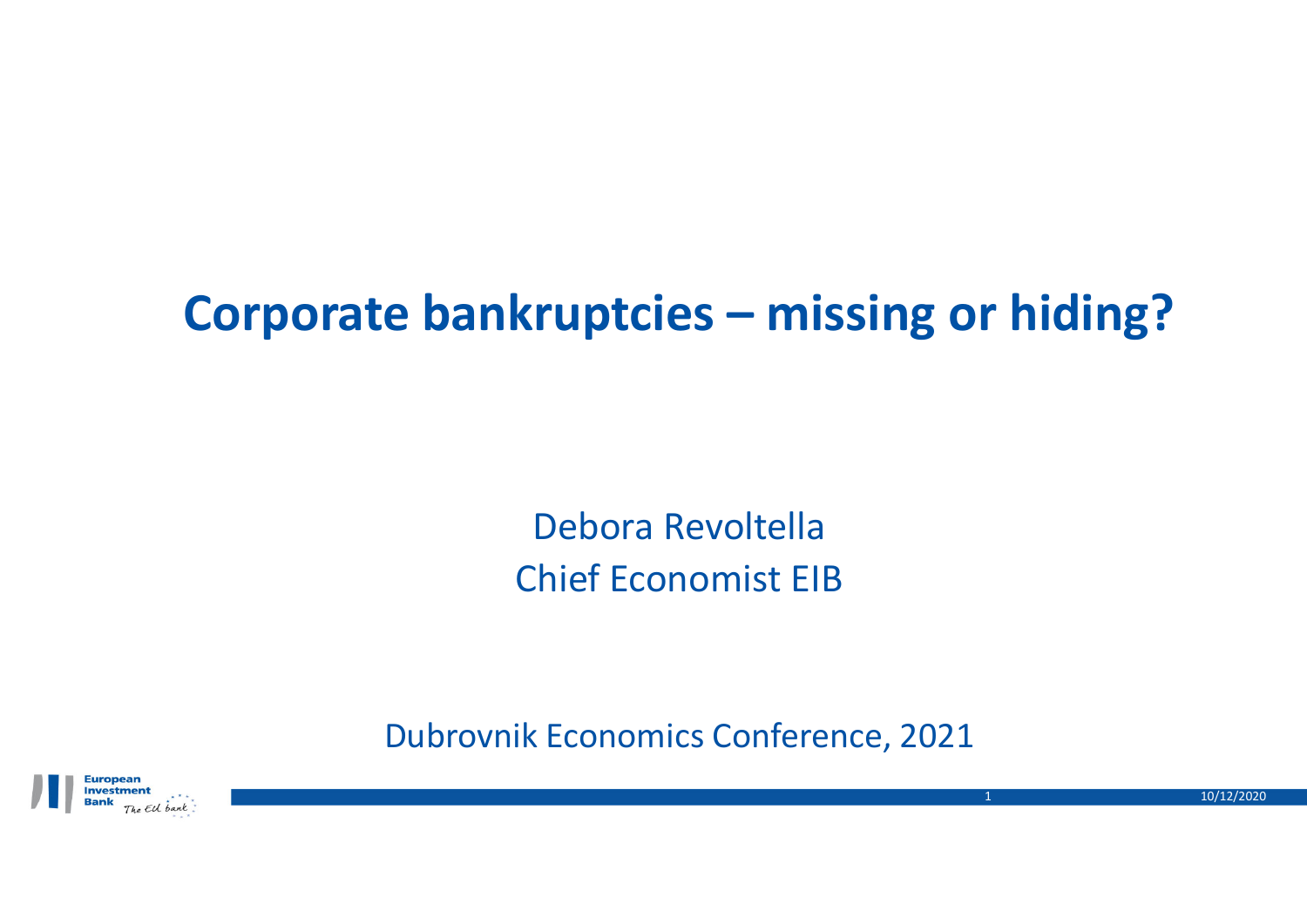# Corporate bankruptcies – missing or hiding?

Debora Revoltella
Chief Economist EIB

Dubrovnik Economics Conference, 2021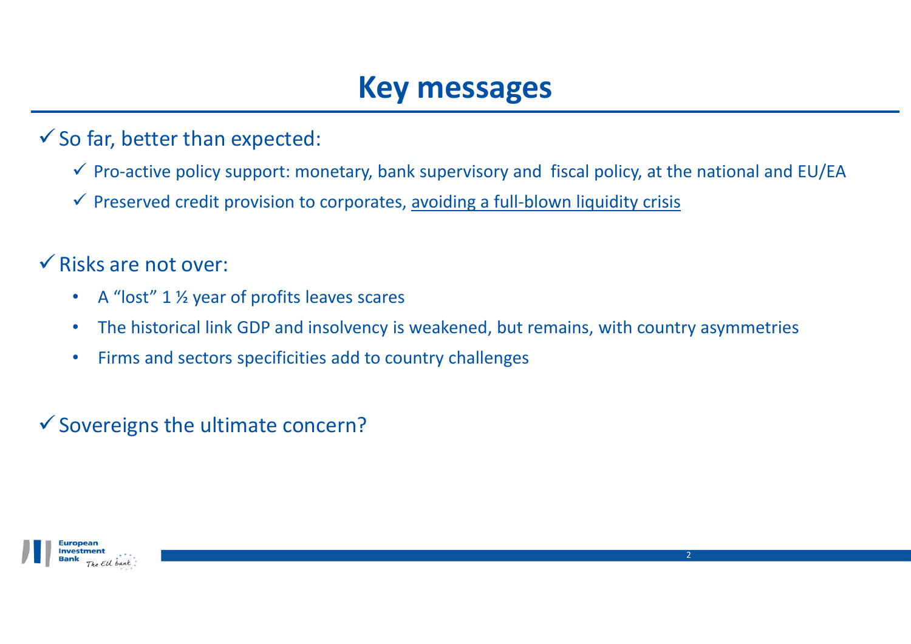# Key messages

- ✓ So far, better than expected:
  - ✓ Pro-active policy support: monetary, bank supervisory and fiscal policy, at the national and EU/EA
  - ✓ Preserved credit provision to corporates, avoiding a full-blown liquidity crisis

- ✓ Risks are not over:
  - A “lost” 1 ½ year of profits leaves scares
  - The historical link GDP and insolvency is weakened, but remains, with country asymmetries
  - Firms and sectors specificities add to country challenges

- ✓ Sovereigns the ultimate concern?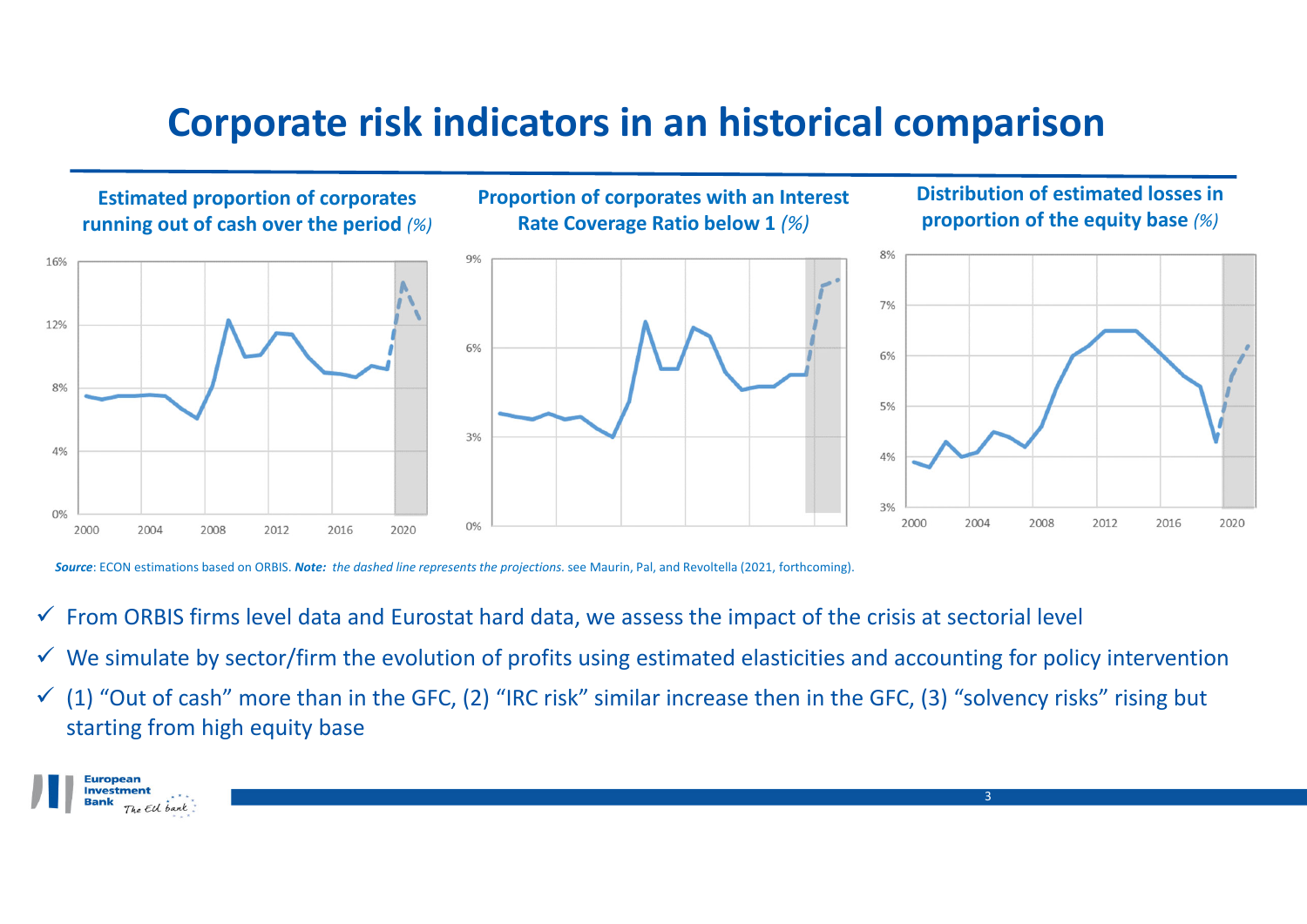# Corporate risk indicators in an historical comparison

**Estimated proportion of corporates running out of cash over the period** *(%)*

**Proportion of corporates with an Interest Rate Coverage Ratio below 1** *(%)*

**Distribution of estimated losses in proportion of the equity base** *(%)*

***Source***: ECON estimations based on ORBIS. ***Note:*** *the dashed line represents the projections.* see Maurin, Pal, and Revoltella (2021, forthcoming).

- ✓ From ORBIS firms level data and Eurostat hard data, we assess the impact of the crisis at sectorial level
- ✓ We simulate by sector/firm the evolution of profits using estimated elasticities and accounting for policy intervention
- ✓ (1) "Out of cash" more than in the GFC, (2) "IRC risk" similar increase then in the GFC, (3) "solvency risks" rising but starting from high equity base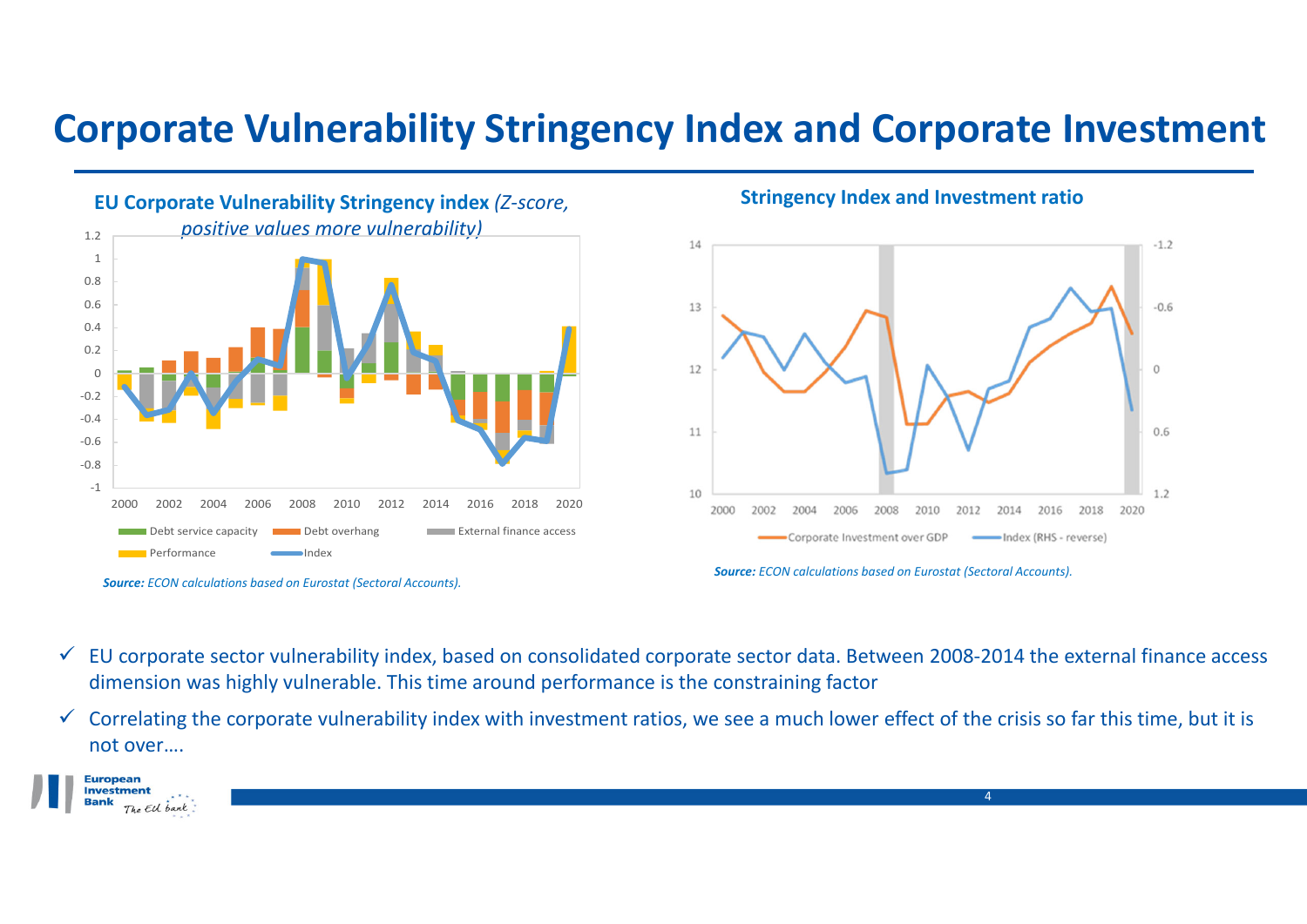# Corporate Vulnerability Stringency Index and Corporate Investment

**EU Corporate Vulnerability Stringency index** *(Z-score, positive values more vulnerability)*

Debt service capacity | Debt overhang | External finance access | Performance | Index

***Source:*** *ECON calculations based on Eurostat (Sectoral Accounts).*

**Stringency Index and Investment ratio**

Corporate Investment over GDP | Index (RHS - reverse)

***Source:*** *ECON calculations based on Eurostat (Sectoral Accounts).*

- ✓ EU corporate sector vulnerability index, based on consolidated corporate sector data. Between 2008-2014 the external finance access dimension was highly vulnerable. This time around performance is the constraining factor
- ✓ Correlating the corporate vulnerability index with investment ratios, we see a much lower effect of the crisis so far this time, but it is not over….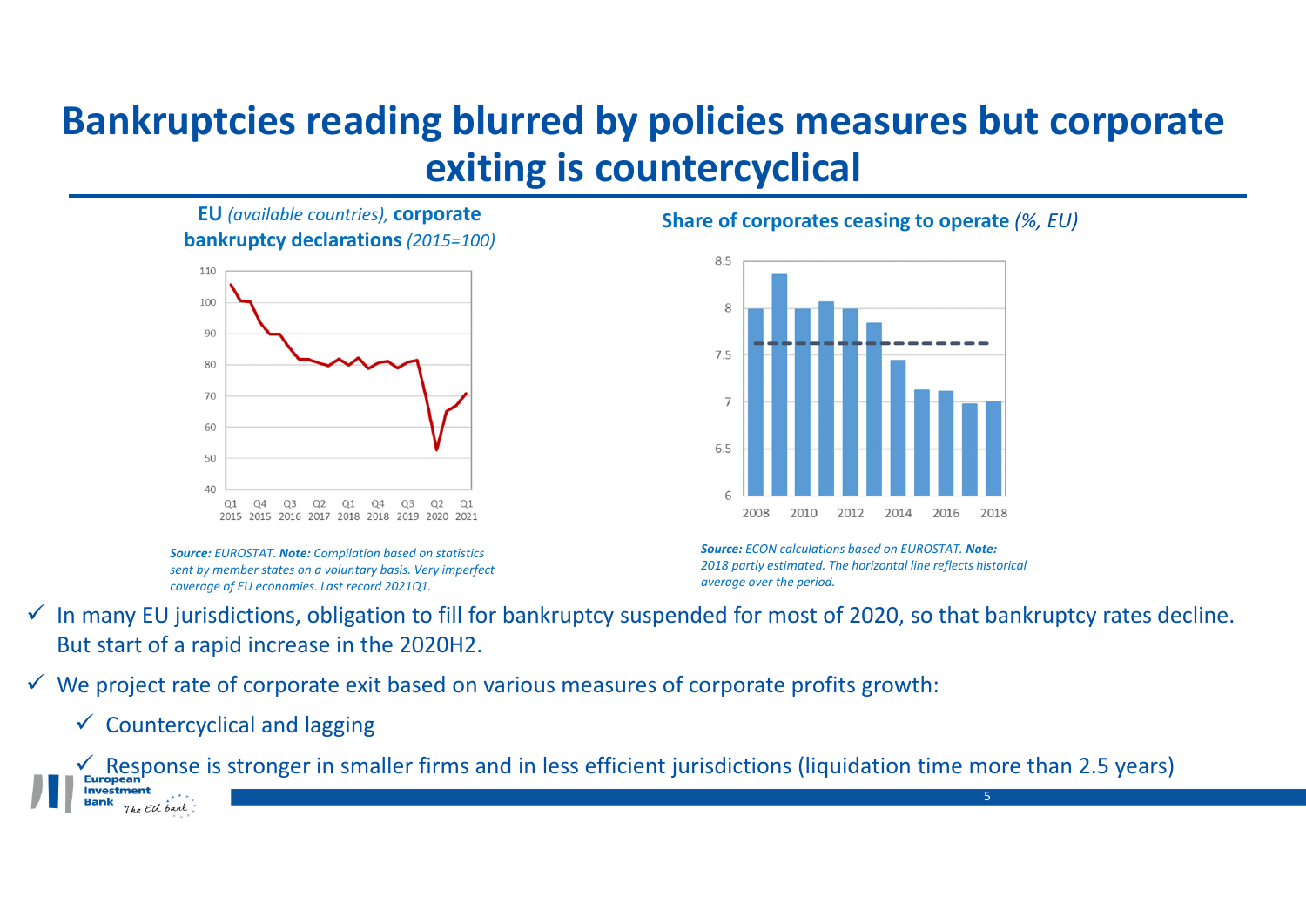# Bankruptcies reading blurred by policies measures but corporate exiting is countercyclical

**EU** *(available countries),* **corporate bankruptcy declarations** *(2015=100)*

***Source:*** *EUROSTAT.* ***Note:*** *Compilation based on statistics sent by member states on a voluntary basis. Very imperfect coverage of EU economies. Last record 2021Q1.*

**Share of corporates ceasing to operate** *(%, EU)*

***Source:*** *ECON calculations based on EUROSTAT.* ***Note:*** *2018 partly estimated. The horizontal line reflects historical average over the period.*

- ✓ In many EU jurisdictions, obligation to fill for bankruptcy suspended for most of 2020, so that bankruptcy rates decline. But start of a rapid increase in the 2020H2.
- ✓ We project rate of corporate exit based on various measures of corporate profits growth:
  - ✓ Countercyclical and lagging
  - ✓ Response is stronger in smaller firms and in less efficient jurisdictions (liquidation time more than 2.5 years)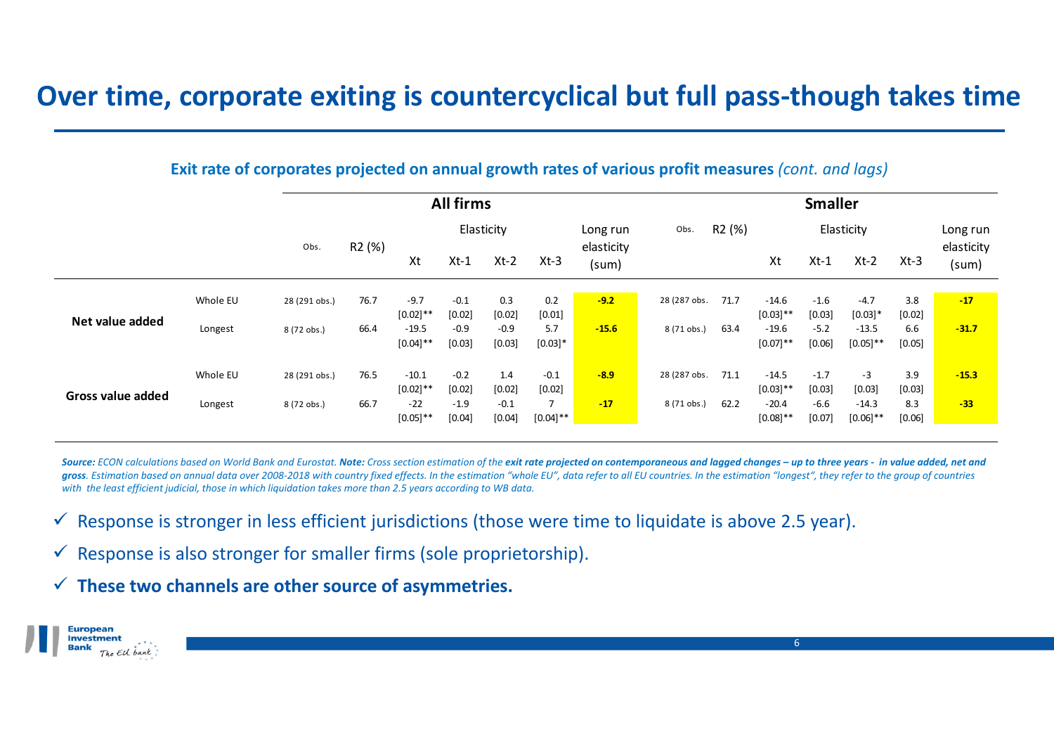# Over time, corporate exiting is countercyclical but full pass-though takes time

**Exit rate of corporates projected on annual growth rates of various profit measures** *(cont. and lags)*

| | | All firms | | | | | | | Smaller | | | | | | |
|---|---|---|---|---|---|---|---|---|---|---|---|---|---|---|---|
| | | Obs. | R2 (%) | Elasticity | | | | Long run elasticity (sum) | Obs. | R2 (%) | Elasticity | | | | Long run elasticity (sum) |
| | | | | Xt | Xt-1 | Xt-2 | Xt-3 | | | | Xt | Xt-1 | Xt-2 | Xt-3 | |
| **Net value added** | Whole EU | 28 (291 obs.) | 76.7 | -9.7 [0.02]** | -0.1 [0.02] | 0.3 [0.02] | 0.2 [0.01] | **-9.2** | 28 (287 obs. | 71.7 | -14.6 [0.03]** | -1.6 [0.03] | -4.7 [0.03]* | 3.8 [0.02] | **-17** |
| | Longest | 8 (72 obs.) | 66.4 | -19.5 [0.04]** | -0.9 [0.03] | -0.9 [0.03] | 5.7 [0.03]* | **-15.6** | 8 (71 obs.) | 63.4 | -19.6 [0.07]** | -5.2 [0.06] | -13.5 [0.05]** | 6.6 [0.05] | **-31.7** |
| **Gross value added** | Whole EU | 28 (291 obs.) | 76.5 | -10.1 [0.02]** | -0.2 [0.02] | 1.4 [0.02] | -0.1 [0.02] | **-8.9** | 28 (287 obs. | 71.1 | -14.5 [0.03]** | -1.7 [0.03] | -3 [0.03] | 3.9 [0.03] | **-15.3** |
| | Longest | 8 (72 obs.) | 66.7 | -22 [0.05]** | -1.9 [0.04] | -0.1 [0.04] | 7 [0.04]** | **-17** | 8 (71 obs.) | 62.2 | -20.4 [0.08]** | -6.6 [0.07] | -14.3 [0.06]** | 8.3 [0.06] | **-33** |

*__Source:__ ECON calculations based on World Bank and Eurostat. __Note:__ Cross section estimation of the __exit rate projected on contemporaneous and lagged changes – up to three years - in value added, net and gross__. Estimation based on annual data over 2008-2018 with country fixed effects. In the estimation "whole EU", data refer to all EU countries. In the estimation "longest", they refer to the group of countries with the least efficient judicial, those in which liquidation takes more than 2.5 years according to WB data.*

- ✓ Response is stronger in less efficient jurisdictions (those were time to liquidate is above 2.5 year).
- ✓ Response is also stronger for smaller firms (sole proprietorship).
- ✓ **These two channels are other source of asymmetries.**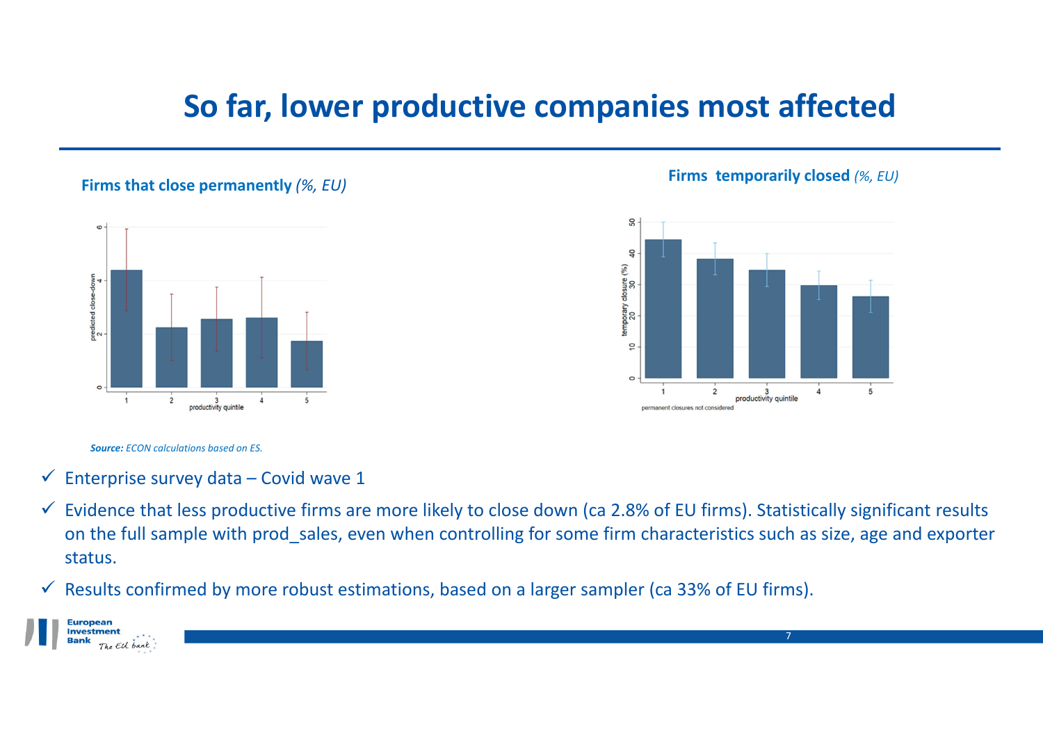# So far, lower productive companies most affected

**Firms that close permanently** *(%, EU)*

**Firms temporarily closed** *(%, EU)*

***Source:*** *ECON calculations based on ES.*

- ✓ Enterprise survey data – Covid wave 1
- ✓ Evidence that less productive firms are more likely to close down (ca 2.8% of EU firms). Statistically significant results on the full sample with prod_sales, even when controlling for some firm characteristics such as size, age and exporter status.
- ✓ Results confirmed by more robust estimations, based on a larger sampler (ca 33% of EU firms).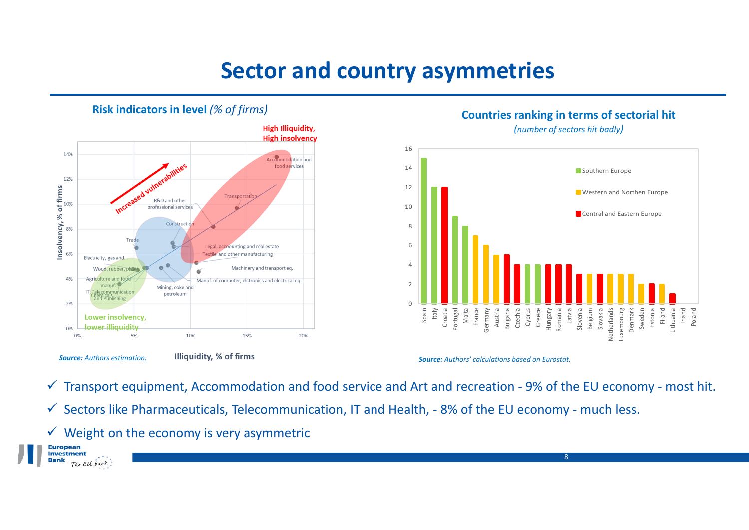# Sector and country asymmetries

## Risk indicators in level *(% of firms)*

High Illiquidity, High insolvency

Increased vulnerabilities

Lower insolvency, lower illiquidity

Insolvency, % of firms

Illiquidity, % of firms

***Source:*** *Authors estimation.*

## Countries ranking in terms of sectorial hit

*(number of sectors hit badly)*

| Country | Region | Number of sectors hit badly |
|---|---|---|
| Spain | Southern Europe | 15 |
| Italy | Southern Europe | 12 |
| Croatia | Central and Eastern Europe | 12 |
| Portugal | Southern Europe | 9 |
| Malta | Southern Europe | 8 |
| France | Western and Northen Europe | 7 |
| Germany | Western and Northen Europe | 6 |
| Austria | Western and Northen Europe | 5 |
| Bulgaria | Central and Eastern Europe | 5 |
| Czechia | Central and Eastern Europe | 4 |
| Cyprus | Southern Europe | 4 |
| Greece | Southern Europe | 4 |
| Hungary | Central and Eastern Europe | 4 |
| Romania | Central and Eastern Europe | 4 |
| Latvia | Central and Eastern Europe | 4 |
| Slovenia | Central and Eastern Europe | 3 |
| Belgium | Western and Northen Europe | 3 |
| Slovakia | Central and Eastern Europe | 3 |
| Netherlands | Western and Northen Europe | 3 |
| Luxembourg | Western and Northen Europe | 3 |
| Denmark | Western and Northen Europe | 3 |
| Sweden | Western and Northen Europe | 2 |
| Estonia | Central and Eastern Europe | 2 |
| Filand | Western and Northen Europe | 2 |
| Lithuania | Central and Eastern Europe | 1 |
| Irland |  | 0 |
| Poland |  | 0 |

***Source:*** *Authors' calculations based on Eurostat.*

- ✓ Transport equipment, Accommodation and food service and Art and recreation - 9% of the EU economy - most hit.
- ✓ Sectors like Pharmaceuticals, Telecommunication, IT and Health, - 8% of the EU economy - much less.
- ✓ Weight on the economy is very asymmetric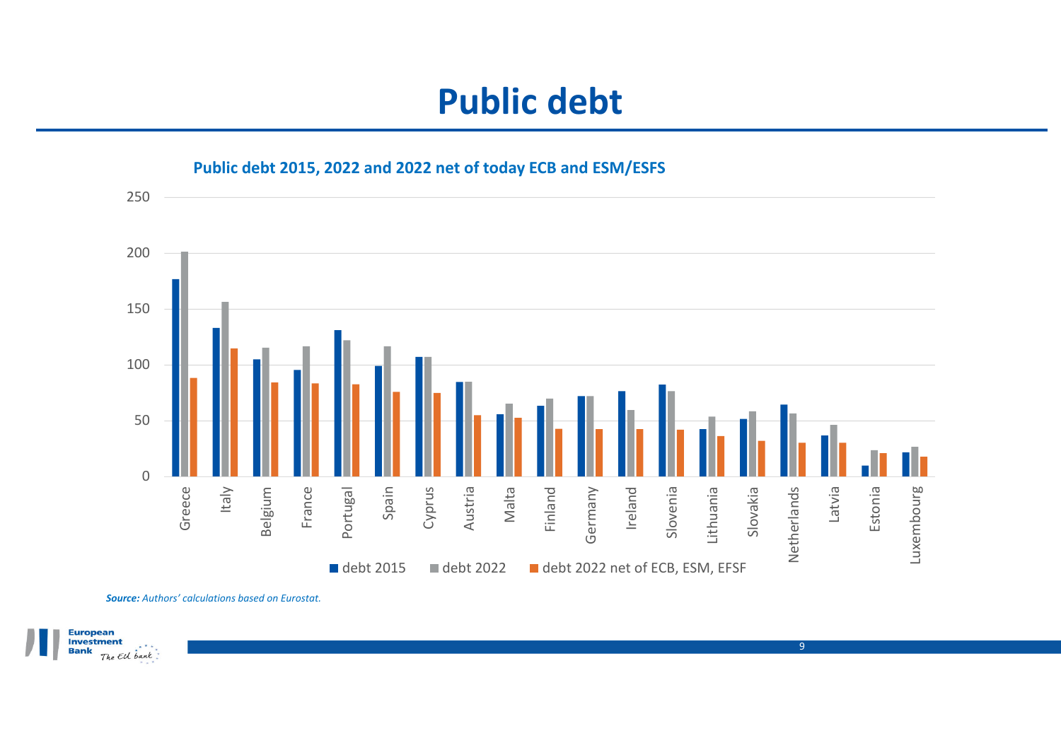# Public debt

**Public debt 2015, 2022 and 2022 net of today ECB and ESM/ESFS**

***Source:*** *Authors' calculations based on Eurostat.*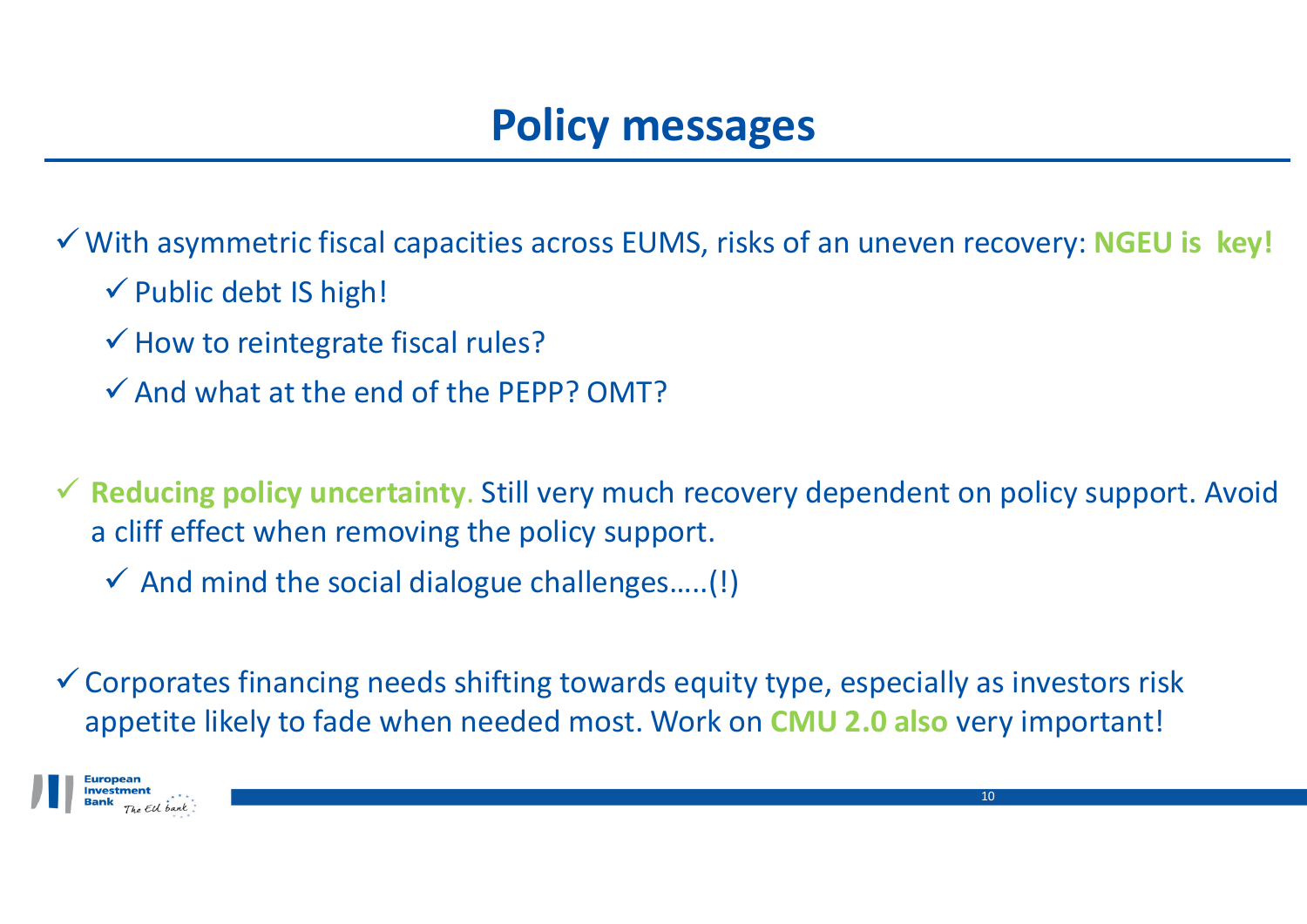# Policy messages

- ✓ With asymmetric fiscal capacities across EUMS, risks of an uneven recovery: **NGEU is key!**
  - ✓ Public debt IS high!
  - ✓ How to reintegrate fiscal rules?
  - ✓ And what at the end of the PEPP? OMT?

- ✓ **Reducing policy uncertainty**. Still very much recovery dependent on policy support. Avoid a cliff effect when removing the policy support.
  - ✓ And mind the social dialogue challenges…..(!)

- ✓ Corporates financing needs shifting towards equity type, especially as investors risk appetite likely to fade when needed most. Work on **CMU 2.0 also** very important!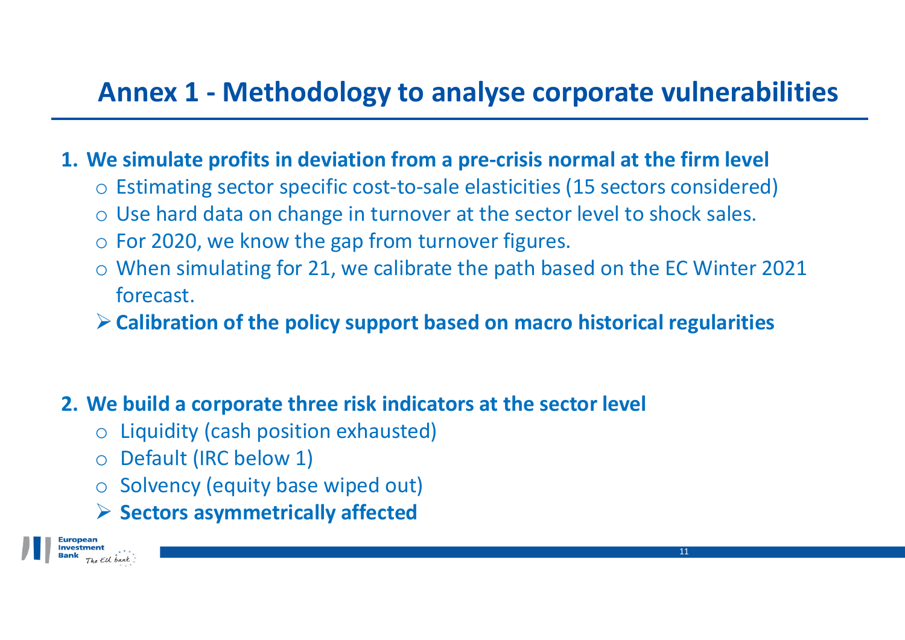# Annex 1 - Methodology to analyse corporate vulnerabilities

1. **We simulate profits in deviation from a pre-crisis normal at the firm level**
   - Estimating sector specific cost-to-sale elasticities (15 sectors considered)
   - Use hard data on change in turnover at the sector level to shock sales.
   - For 2020, we know the gap from turnover figures.
   - When simulating for 21, we calibrate the path based on the EC Winter 2021 forecast.
   - **Calibration of the policy support based on macro historical regularities**

2. **We build a corporate three risk indicators at the sector level**
   - Liquidity (cash position exhausted)
   - Default (IRC below 1)
   - Solvency (equity base wiped out)
   - **Sectors asymmetrically affected**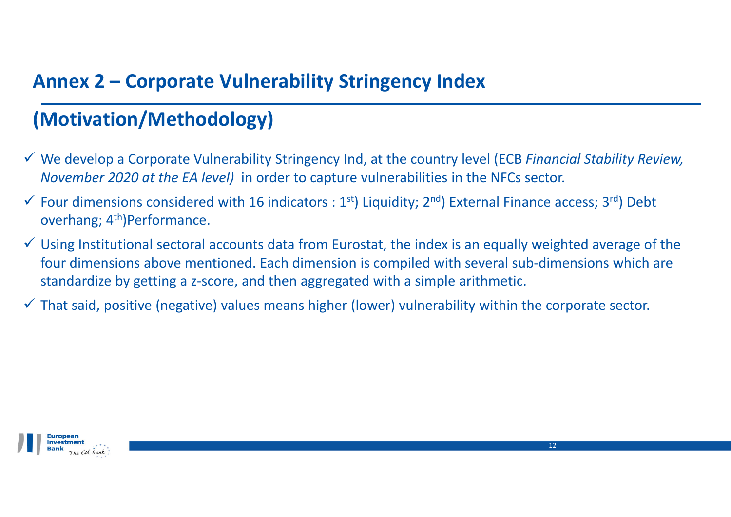# Annex 2 – Corporate Vulnerability Stringency Index

## (Motivation/Methodology)

- ✓ We develop a Corporate Vulnerability Stringency Ind, at the country level (ECB *Financial Stability Review, November 2020 at the EA level)* in order to capture vulnerabilities in the NFCs sector.
- ✓ Four dimensions considered with 16 indicators : 1st) Liquidity; 2nd) External Finance access; 3rd) Debt overhang; 4th)Performance.
- ✓ Using Institutional sectoral accounts data from Eurostat, the index is an equally weighted average of the four dimensions above mentioned. Each dimension is compiled with several sub-dimensions which are standardize by getting a z-score, and then aggregated with a simple arithmetic.
- ✓ That said, positive (negative) values means higher (lower) vulnerability within the corporate sector.